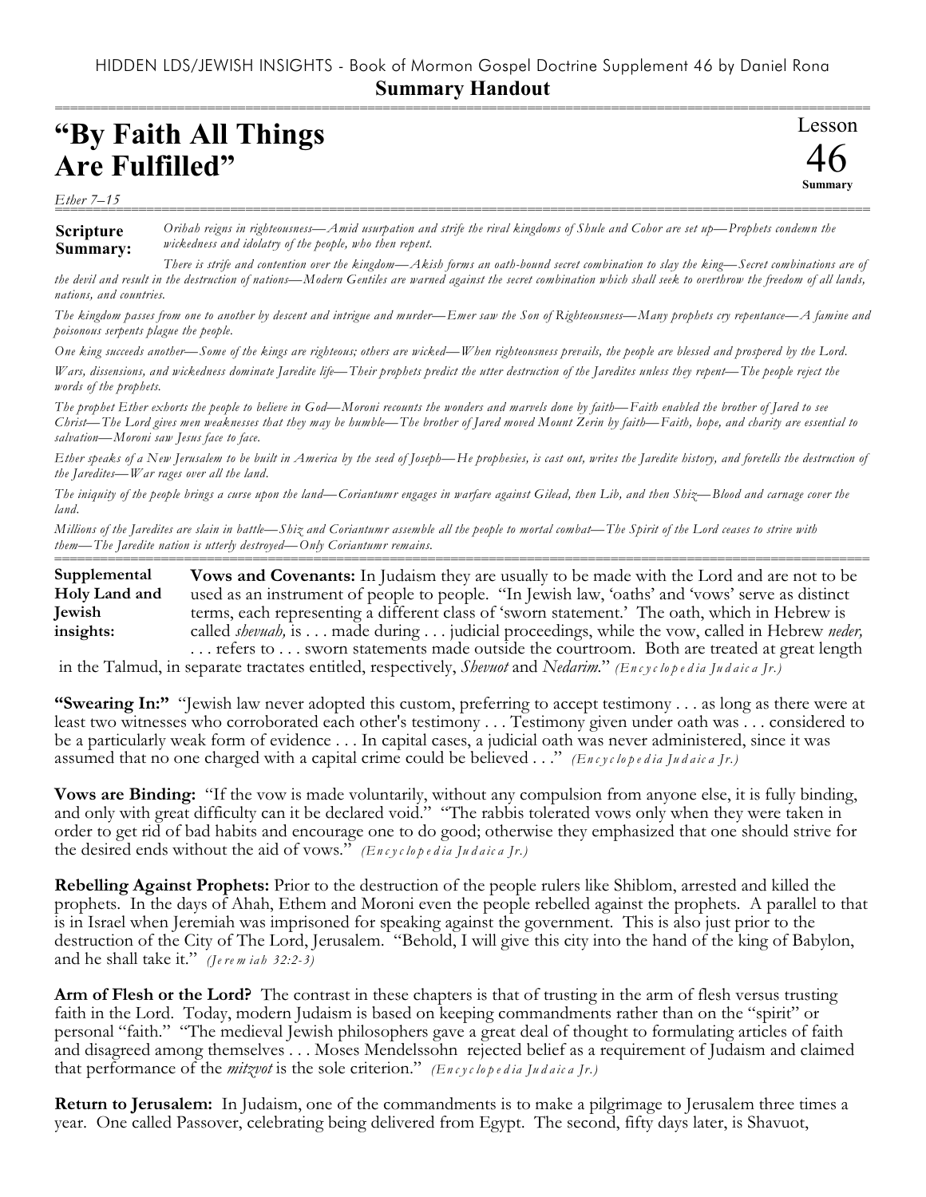HIDDEN LDS/JEWISH INSIGHTS - Book of Mormon Gospel Doctrine Supplement 46 by Daniel Rona

**Summary Handout**

# "By Faith All Things Are Fulfilled"

Lesson 46 Summary

*Ether 7–15*

**Scripture Summary:** *Orihah reigns in righteousness—Amid usurpation and strife the rival kingdoms of Shule and Cohor are set up—Prophets condemn the wickedness and idolatry of the people, who then repent.*

*There is strife and contention over the kingdom—Akish forms an oath-bound secret combination to slay the king—Secret combinations are of the devil and result in the destruction of nations—Modern Gentiles are warned against the secret combination which shall seek to overthrow the freedom of all lands, nations, and countries.*

*The kingdom passes from one to another by descent and intrigue and murder—Emer saw the Son of Righteousness—Many prophets cry repentance—A famine and poisonous serpents plague the people.*

*One king succeeds another—Some of the kings are righteous; others are wicked—When righteousness prevails, the people are blessed and prospered by the Lord.*

*Wars, dissensions, and wickedness dominate Jaredite life—Their prophets predict the utter destruction of the Jaredites unless they repent—The people reject the words of the prophets.*

*The prophet Ether exhorts the people to believe in God—Moroni recounts the wonders and marvels done by faith—Faith enabled the brother of Jared to see Christ—The Lord gives men weaknesses that they may be humble—The brother of Jared moved Mount Zerin by faith—Faith, hope, and charity are essential to salvation—Moroni saw Jesus face to face.*

*Ether speaks of a New Jerusalem to be built in America by the seed of Joseph—He prophesies, is cast out, writes the Jaredite history, and foretells the destruction of the Jaredites—War rages over all the land.*

*The iniquity of the people brings a curse upon the land—Coriantumr engages in warfare against Gilead, then Lib, and then Shiz—Blood and carnage cover the land.*

*Millions of the Jaredites are slain in battle—Shiz and Coriantumr assemble all the people to mortal combat—The Spirit of the Lord ceases to strive with them—The Jaredite nation is utterly destroyed—Only Coriantumr remains.*

**Supplemental Holy Land and Jewish insights:**

**Vows and Covenants:** In Judaism they are usually to be made with the Lord and are not to be used as an instrument of people to people. "In Jewish law, 'oaths' and 'vows' serve as distinct terms, each representing a different class of 'sworn statement.' The oath, which in Hebrew is called *shevuah,* is . . . made during . . . judicial proceedings, while the vow, called in Hebrew *neder,* . . . refers to . . . sworn statements made outside the courtroom. Both are treated at great length in the Talmud, in separate tractates entitled, respectively, *Shevuot* and *Nedarim.*" *(Encyclopedia Judaica Jr.)*

**"Swearing In:"** "Jewish law never adopted this custom, preferring to accept testimony . . . as long as there were at least two witnesses who corroborated each other's testimony . . . Testimony given under oath was . . . considered to be a particularly weak form of evidence . . . In capital cases, a judicial oath was never administered, since it was assumed that no one charged with a capital crime could be believed . . ." *(Encyclopedia Judaica Jr.)*

**Vows are Binding:** "If the vow is made voluntarily, without any compulsion from anyone else, it is fully binding, and only with great difficulty can it be declared void." "The rabbis tolerated vows only when they were taken in order to get rid of bad habits and encourage one to do good; otherwise they emphasized that one should strive for the desired ends without the aid of vows." *(Encyclopedia Judaica Jr.)*

**Rebelling Against Prophets:** Prior to the destruction of the people rulers like Shiblom, arrested and killed the prophets. In the days of Ahah, Ethem and Moroni even the people rebelled against the prophets. A parallel to that is in Israel when Jeremiah was imprisoned for speaking against the government. This is also just prior to the destruction of the City of The Lord, Jerusalem. "Behold, I will give this city into the hand of the king of Babylon, and he shall take it." *(Jeremiah 32:2-3)*

**Arm of Flesh or the Lord?** The contrast in these chapters is that of trusting in the arm of flesh versus trusting faith in the Lord. Today, modern Judaism is based on keeping commandments rather than on the "spirit" or personal "faith." "The medieval Jewish philosophers gave a great deal of thought to formulating articles of faith and disagreed among themselves . . . Moses Mendelssohn rejected belief as a requirement of Judaism and claimed that performance of the *mitzvot* is the sole criterion." *(Encyclopedia Judaica Jr.)*

**Return to Jerusalem:** In Judaism, one of the commandments is to make a pilgrimage to Jerusalem three times a year. One called Passover, celebrating being delivered from Egypt. The second, fifty days later, is Shavuot,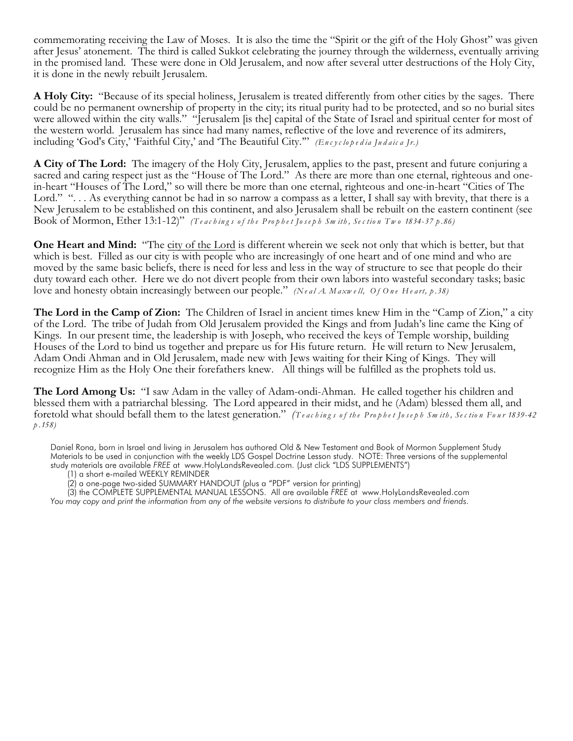commemorating receiving the Law of Moses. It is also the time the "Spirit or the gift of the Holy Ghost" was given after Jesus' atonement. The third is called Sukkot celebrating the journey through the wilderness, eventually arriving in the promised land. These were done in Old Jerusalem, and now after several utter destructions of the Holy City, it is done in the newly rebuilt Jerusalem.

**A Holy City:** "Because of its special holiness, Jerusalem is treated differently from other cities by the sages. There could be no permanent ownership of property in the city; its ritual purity had to be protected, and so no burial sites were allowed within the city walls." "Jerusalem [is the] capital of the State of Israel and spiritual center for most of the western world. Jerusalem has since had many names, reflective of the love and reverence of its admirers, including 'God's City,' 'Faithful City,' and 'The Beautiful City.'" *(Encyclopedia Judaica Jr.)*

**A City of The Lord:** The imagery of the Holy City, Jerusalem, applies to the past, present and future conjuring a sacred and caring respect just as the "House of The Lord." As there are more than one eternal, righteous and one-in-heart "Houses of The Lord," so will there be more than one eternal, righteous and one-in-heart "Cities of The Lord." ". . . As everything cannot be had in so narrow a compass as a letter, I shall say with brevity, that there is a New Jerusalem to be established on this continent, and also Jerusalem shall be rebuilt on the eastern continent (see Book of Mormon, Ether 13:1-12)" *(Teachings of the Prophet Joseph Smith, Section Two 1834-37 p.86)*

**One Heart and Mind:** "The <u>city of the Lord</u> is different wherein we seek not only that which is better, but that which is best. Filled as our city is with people who are increasingly of one heart and of one mind and who are moved by the same basic beliefs, there is need for less and less in the way of structure to see that people do their duty toward each other. Here we do not divert people from their own labors into wasteful secondary tasks; basic love and honesty obtain increasingly between our people." *(Neal A. Maxwell, Of One Heart, p.38)*

**The Lord in the Camp of Zion:** The Children of Israel in ancient times knew Him in the "Camp of Zion," a city of the Lord. The tribe of Judah from Old Jerusalem provided the Kings and from Judah's line came the King of Kings. In our present time, the leadership is with Joseph, who received the keys of Temple worship, building Houses of the Lord to bind us together and prepare us for His future return. He will return to New Jerusalem, Adam Ondi Ahman and in Old Jerusalem, made new with Jews waiting for their King of Kings. They will recognize Him as the Holy One their forefathers knew. All things will be fulfilled as the prophets told us.

**The Lord Among Us:** "I saw Adam in the valley of Adam-ondi-Ahman. He called together his children and blessed them with a patriarchal blessing. The Lord appeared in their midst, and he (Adam) blessed them all, and foretold what should befall them to the latest generation." *(Teachings of the Prophet Joseph Smith, Section Four 1839-42 p.158)*

Daniel Rona, born in Israel and living in Jerusalem has authored Old & New Testament and Book of Mormon Supplement Study Materials to be used in conjunction with the weekly LDS Gospel Doctrine Lesson study. NOTE: Three versions of the supplemental study materials are available *FREE* at www.HolyLandsRevealed.com. (Just click "LDS SUPPLEMENTS")

(1) a short e-mailed WEEKLY REMINDER

(2) a one-page two-sided SUMMARY HANDOUT (plus a "PDF" version for printing)

(3) the COMPLETE SUPPLEMENTAL MANUAL LESSONS. All are available *FREE* at www.HolyLandsRevealed.com

*You may copy and print the information from any of the website versions to distribute to your class members and friends.*